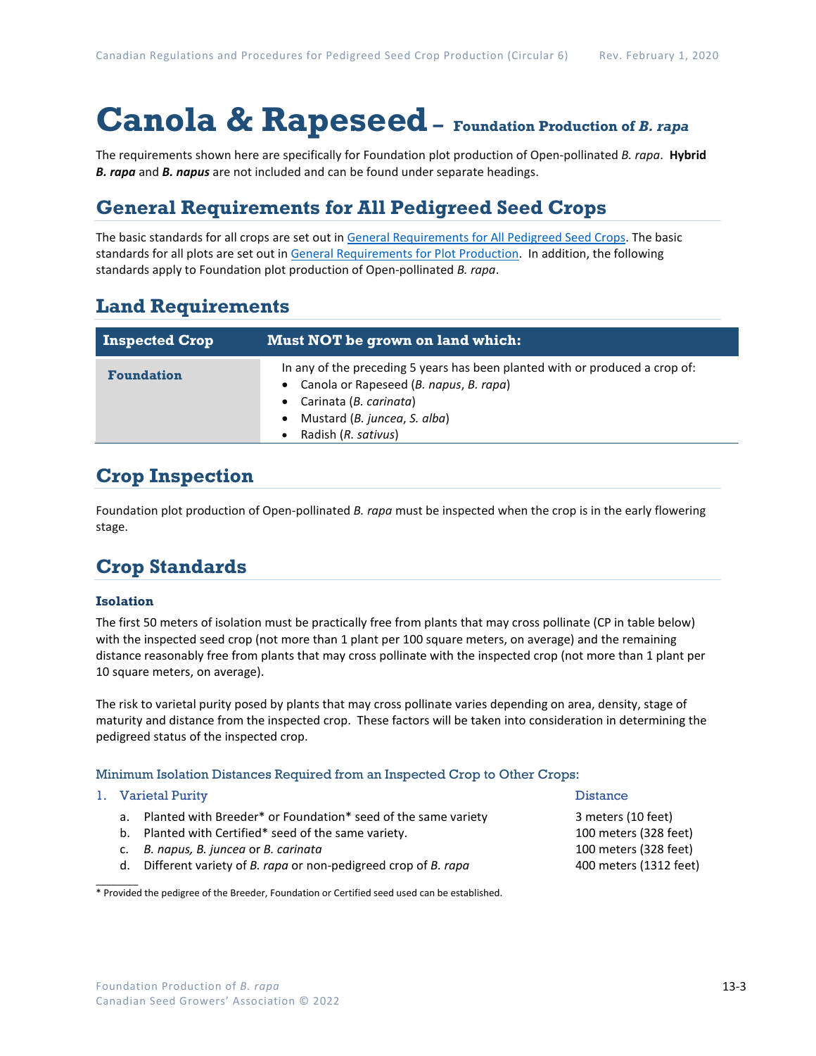# Canola & Rapeseed – Foundation Production of *B. rapa*

The requirements shown here are specifically for Foundation plot production of Open-pollinated *B. rapa*. **Hybrid *B. rapa*** and ***B. napus*** are not included and can be found under separate headings.

## General Requirements for All Pedigreed Seed Crops

The basic standards for all crops are set out in General Requirements for All Pedigreed Seed Crops. The basic standards for all plots are set out in General Requirements for Plot Production. In addition, the following standards apply to Foundation plot production of Open-pollinated *B. rapa*.

## Land Requirements

| Inspected Crop | Must NOT be grown on land which: |
| --- | --- |
| **Foundation** | In any of the preceding 5 years has been planted with or produced a crop of:<br>• Canola or Rapeseed (*B. napus*, *B. rapa*)<br>• Carinata (*B. carinata*)<br>• Mustard (*B. juncea*, *S. alba*)<br>• Radish (*R. sativus*) |

## Crop Inspection

Foundation plot production of Open-pollinated *B. rapa* must be inspected when the crop is in the early flowering stage.

## Crop Standards

### Isolation

The first 50 meters of isolation must be practically free from plants that may cross pollinate (CP in table below) with the inspected seed crop (not more than 1 plant per 100 square meters, on average) and the remaining distance reasonably free from plants that may cross pollinate with the inspected crop (not more than 1 plant per 10 square meters, on average).

The risk to varietal purity posed by plants that may cross pollinate varies depending on area, density, stage of maturity and distance from the inspected crop. These factors will be taken into consideration in determining the pedigreed status of the inspected crop.

#### Minimum Isolation Distances Required from an Inspected Crop to Other Crops:

| 1. Varietal Purity | Distance |
| --- | --- |
| a. Planted with Breeder* or Foundation* seed of the same variety | 3 meters (10 feet) |
| b. Planted with Certified* seed of the same variety. | 100 meters (328 feet) |
| c. *B. napus, B. juncea* or *B. carinata* | 100 meters (328 feet) |
| d. Different variety of *B. rapa* or non-pedigreed crop of *B. rapa* | 400 meters (1312 feet) |

\* Provided the pedigree of the Breeder, Foundation or Certified seed used can be established.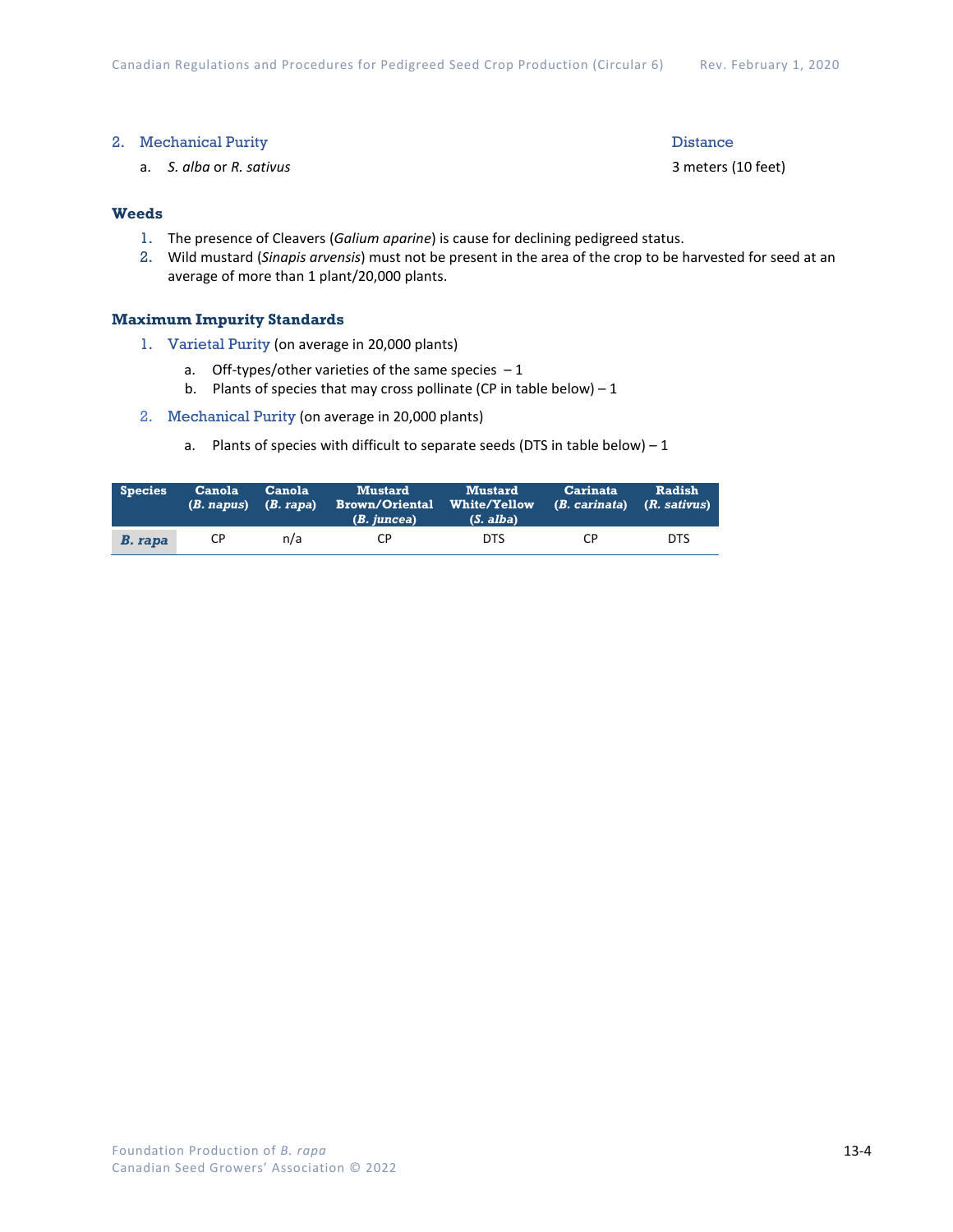2. Mechanical Purity | Distance

a. *S. alba* or *R. sativus* — 3 meters (10 feet)

### Weeds

1. The presence of Cleavers (*Galium aparine*) is cause for declining pedigreed status.
2. Wild mustard (*Sinapis arvensis*) must not be present in the area of the crop to be harvested for seed at an average of more than 1 plant/20,000 plants.

### Maximum Impurity Standards

1. Varietal Purity (on average in 20,000 plants)
   a. Off-types/other varieties of the same species – 1
   b. Plants of species that may cross pollinate (CP in table below) – 1
2. Mechanical Purity (on average in 20,000 plants)
   a. Plants of species with difficult to separate seeds (DTS in table below) – 1

| Species | Canola (*B. napus*) | Canola (*B. rapa*) | Mustard Brown/Oriental (*B. juncea*) | Mustard White/Yellow (*S. alba*) | Carinata (*B. carinata*) | Radish (*R. sativus*) |
|---|---|---|---|---|---|---|
| ***B. rapa*** | CP | n/a | CP | DTS | CP | DTS |